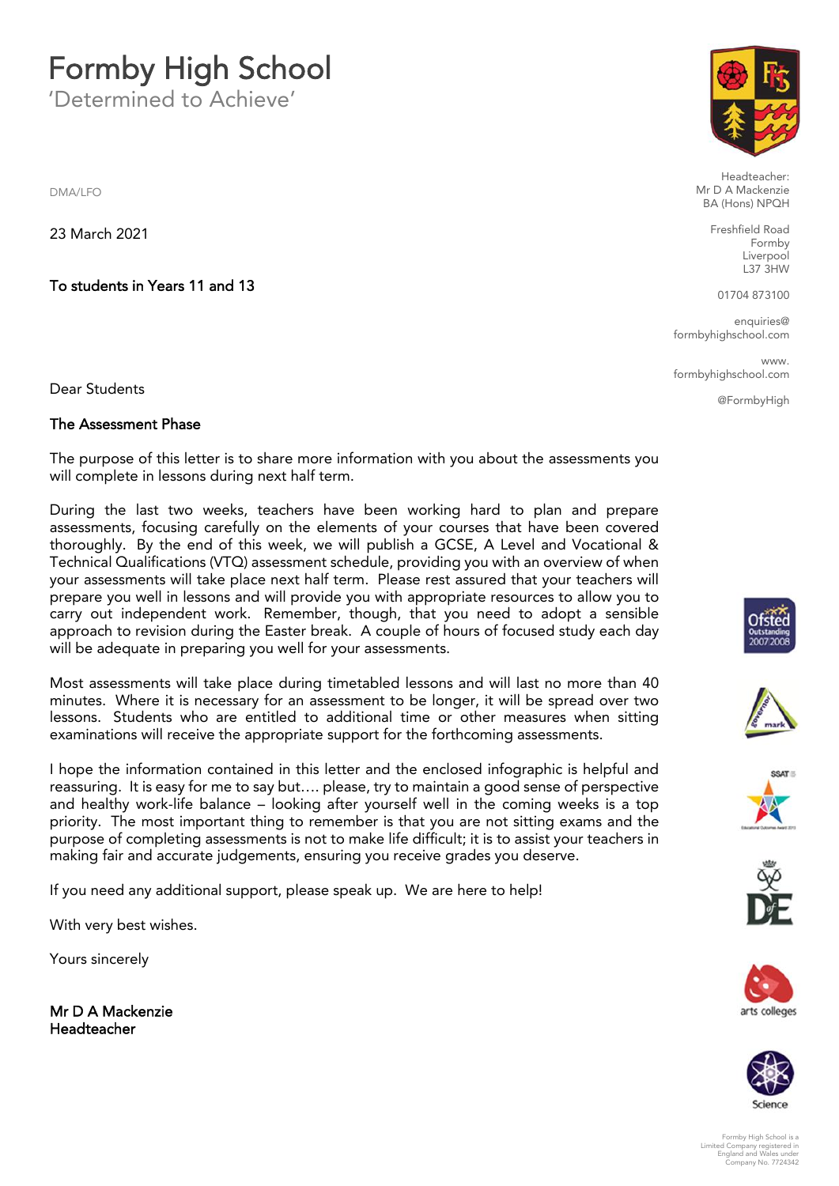# Formby High School

'Determined to Achieve'

Headteacher:
Mr D A Mackenzie
BA (Hons) NPQH

Freshfield Road
Formby
Liverpool
L37 3HW

01704 873100

enquiries@formbyhighschool.com

www.formbyhighschool.com

@FormbyHigh

DMA/LFO

23 March 2021

**To students in Years 11 and 13**

Dear Students

**The Assessment Phase**

The purpose of this letter is to share more information with you about the assessments you will complete in lessons during next half term.

During the last two weeks, teachers have been working hard to plan and prepare assessments, focusing carefully on the elements of your courses that have been covered thoroughly. By the end of this week, we will publish a GCSE, A Level and Vocational & Technical Qualifications (VTQ) assessment schedule, providing you with an overview of when your assessments will take place next half term. Please rest assured that your teachers will prepare you well in lessons and will provide you with appropriate resources to allow you to carry out independent work. Remember, though, that you need to adopt a sensible approach to revision during the Easter break. A couple of hours of focused study each day will be adequate in preparing you well for your assessments.

Most assessments will take place during timetabled lessons and will last no more than 40 minutes. Where it is necessary for an assessment to be longer, it will be spread over two lessons. Students who are entitled to additional time or other measures when sitting examinations will receive the appropriate support for the forthcoming assessments.

I hope the information contained in this letter and the enclosed infographic is helpful and reassuring. It is easy for me to say but…. please, try to maintain a good sense of perspective and healthy work-life balance – looking after yourself well in the coming weeks is a top priority. The most important thing to remember is that you are not sitting exams and the purpose of completing assessments is not to make life difficult; it is to assist your teachers in making fair and accurate judgements, ensuring you receive grades you deserve.

If you need any additional support, please speak up. We are here to help!

With very best wishes.

Yours sincerely

**Mr D A Mackenzie**
**Headteacher**

Formby High School is a Limited Company registered in England and Wales under Company No. 7724342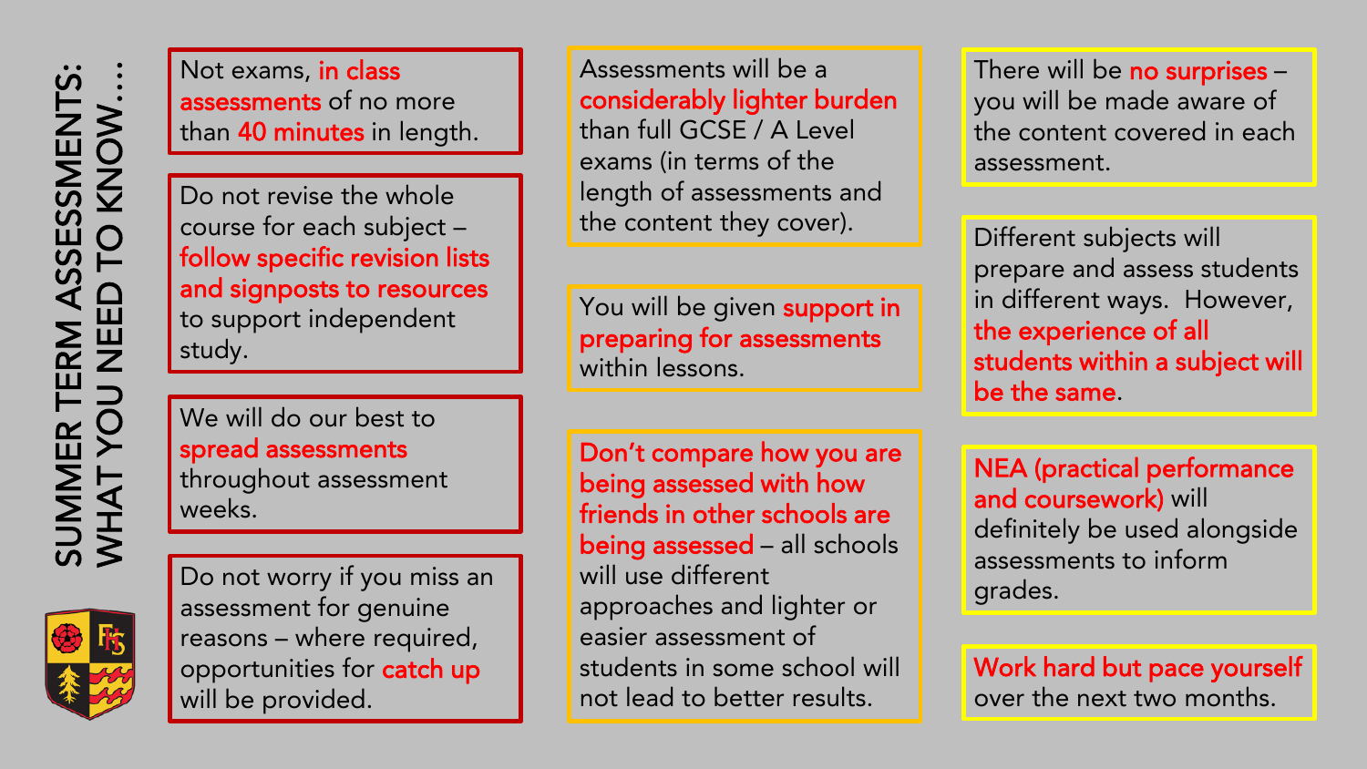# SUMMER TERM ASSESSMENTS: WHAT YOU NEED TO KNOW….

Not exams, **in class assessments** of no more than **40 minutes** in length.

Do not revise the whole course for each subject – **follow specific revision lists and signposts to resources** to support independent study.

We will do our best to **spread assessments** throughout assessment weeks.

Do not worry if you miss an assessment for genuine reasons – where required, opportunities for **catch up** will be provided.

Assessments will be a **considerably lighter burden** than full GCSE / A Level exams (in terms of the length of assessments and the content they cover).

You will be given **support in preparing for assessments** within lessons.

**Don't compare how you are being assessed with how friends in other schools are being assessed** – all schools will use different approaches and lighter or easier assessment of students in some school will not lead to better results.

There will be **no surprises** – you will be made aware of the content covered in each assessment.

Different subjects will prepare and assess students in different ways. However, **the experience of all students within a subject will be the same**.

**NEA (practical performance and coursework)** will definitely be used alongside assessments to inform grades.

**Work hard but pace yourself** over the next two months.